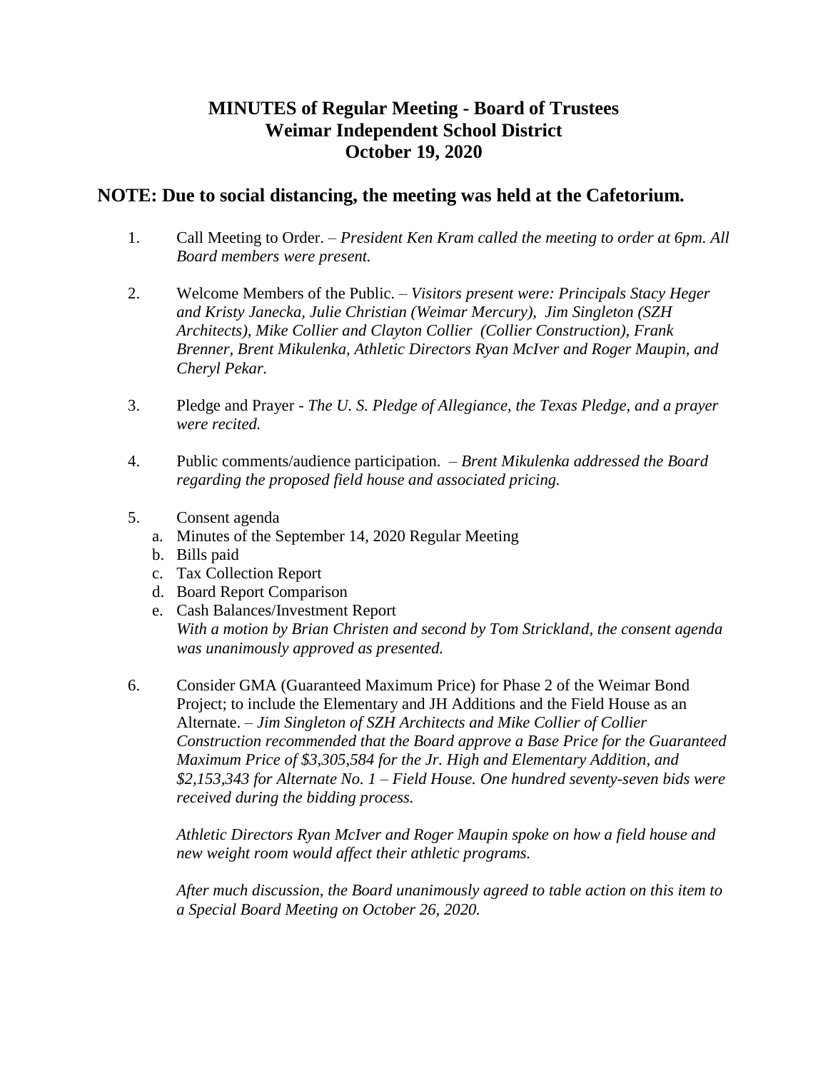# MINUTES of Regular Meeting - Board of Trustees
# Weimar Independent School District
# October 19, 2020

## NOTE: Due to social distancing, the meeting was held at the Cafetorium.

1. Call Meeting to Order. – *President Ken Kram called the meeting to order at 6pm. All Board members were present.*

2. Welcome Members of the Public. – *Visitors present were: Principals Stacy Heger and Kristy Janecka, Julie Christian (Weimar Mercury), Jim Singleton (SZH Architects), Mike Collier and Clayton Collier (Collier Construction), Frank Brenner, Brent Mikulenka, Athletic Directors Ryan McIver and Roger Maupin, and Cheryl Pekar.*

3. Pledge and Prayer - *The U. S. Pledge of Allegiance, the Texas Pledge, and a prayer were recited.*

4. Public comments/audience participation. – *Brent Mikulenka addressed the Board regarding the proposed field house and associated pricing.*

5. Consent agenda
   a. Minutes of the September 14, 2020 Regular Meeting
   b. Bills paid
   c. Tax Collection Report
   d. Board Report Comparison
   e. Cash Balances/Investment Report
   *With a motion by Brian Christen and second by Tom Strickland, the consent agenda was unanimously approved as presented.*

6. Consider GMA (Guaranteed Maximum Price) for Phase 2 of the Weimar Bond Project; to include the Elementary and JH Additions and the Field House as an Alternate. – *Jim Singleton of SZH Architects and Mike Collier of Collier Construction recommended that the Board approve a Base Price for the Guaranteed Maximum Price of $3,305,584 for the Jr. High and Elementary Addition, and $2,153,343 for Alternate No. 1 – Field House. One hundred seventy-seven bids were received during the bidding process.*

   *Athletic Directors Ryan McIver and Roger Maupin spoke on how a field house and new weight room would affect their athletic programs.*

   *After much discussion, the Board unanimously agreed to table action on this item to a Special Board Meeting on October 26, 2020.*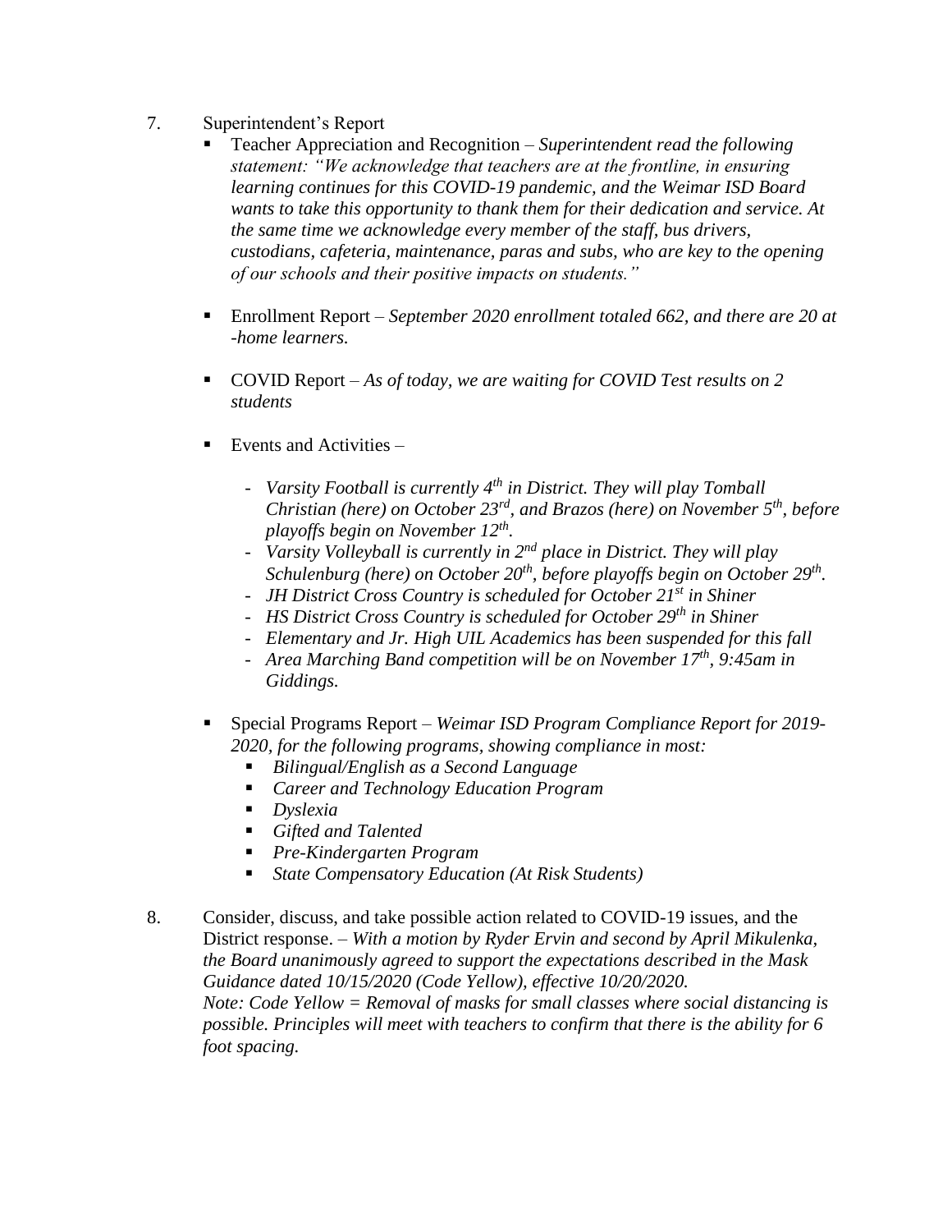7. Superintendent's Report
   - Teacher Appreciation and Recognition – *Superintendent read the following statement: "We acknowledge that teachers are at the frontline, in ensuring learning continues for this COVID-19 pandemic, and the Weimar ISD Board wants to take this opportunity to thank them for their dedication and service. At the same time we acknowledge every member of the staff, bus drivers, custodians, cafeteria, maintenance, paras and subs, who are key to the opening of our schools and their positive impacts on students."*

   - Enrollment Report – *September 2020 enrollment totaled 662, and there are 20 at -home learners.*

   - COVID Report – *As of today, we are waiting for COVID Test results on 2 students*

   - Events and Activities –

     - *Varsity Football is currently 4th in District. They will play Tomball Christian (here) on October 23rd, and Brazos (here) on November 5th, before playoffs begin on November 12th.*
     - *Varsity Volleyball is currently in 2nd place in District. They will play Schulenburg (here) on October 20th, before playoffs begin on October 29th.*
     - *JH District Cross Country is scheduled for October 21st in Shiner*
     - *HS District Cross Country is scheduled for October 29th in Shiner*
     - *Elementary and Jr. High UIL Academics has been suspended for this fall*
     - *Area Marching Band competition will be on November 17th, 9:45am in Giddings.*

   - Special Programs Report – *Weimar ISD Program Compliance Report for 2019-2020, for the following programs, showing compliance in most:*
     - *Bilingual/English as a Second Language*
     - *Career and Technology Education Program*
     - *Dyslexia*
     - *Gifted and Talented*
     - *Pre-Kindergarten Program*
     - *State Compensatory Education (At Risk Students)*

8. Consider, discuss, and take possible action related to COVID-19 issues, and the District response. – *With a motion by Ryder Ervin and second by April Mikulenka, the Board unanimously agreed to support the expectations described in the Mask Guidance dated 10/15/2020 (Code Yellow), effective 10/20/2020.*
   *Note: Code Yellow = Removal of masks for small classes where social distancing is possible. Principles will meet with teachers to confirm that there is the ability for 6 foot spacing.*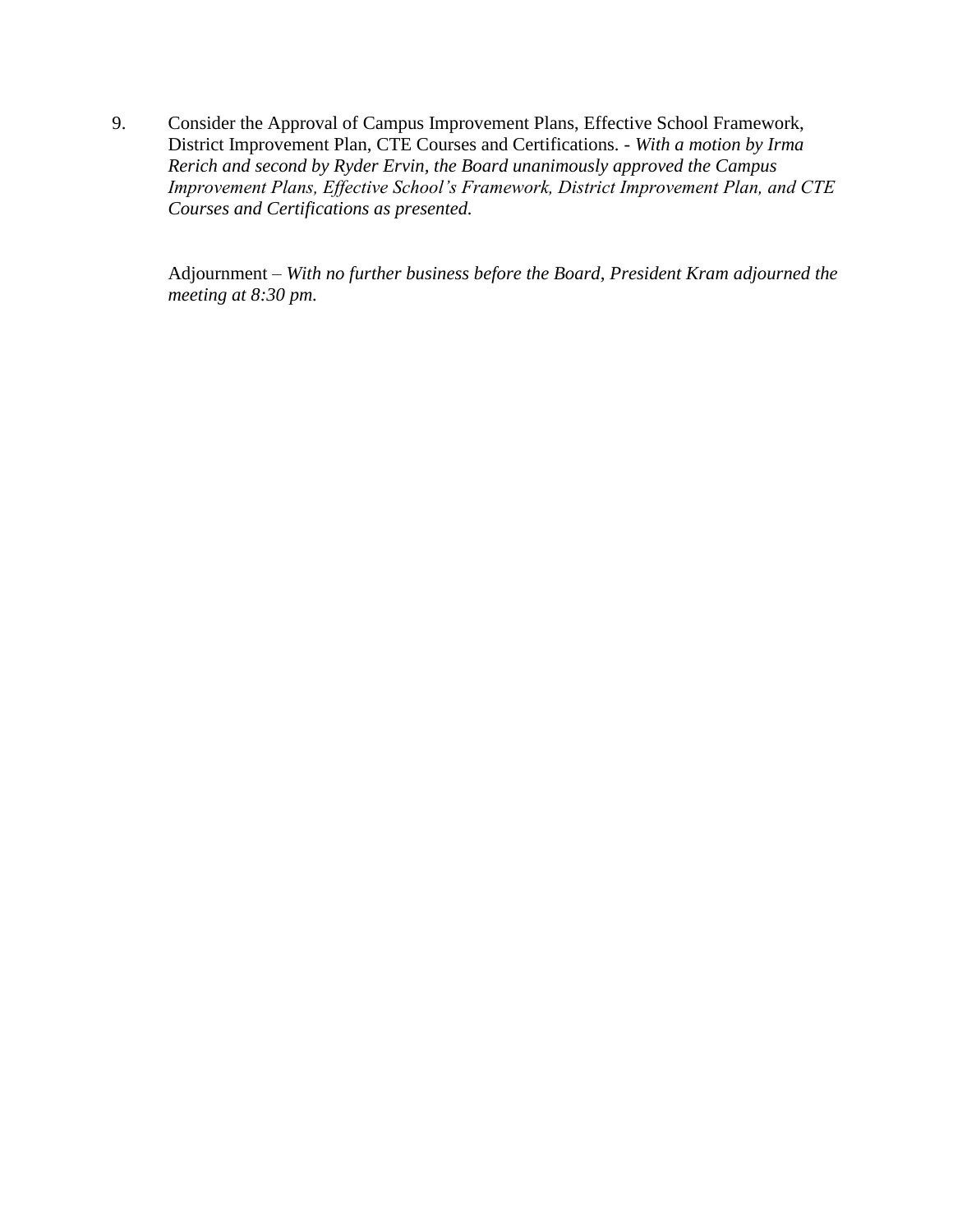9. Consider the Approval of Campus Improvement Plans, Effective School Framework, District Improvement Plan, CTE Courses and Certifications. - *With a motion by Irma Rerich and second by Ryder Ervin, the Board unanimously approved the Campus Improvement Plans, Effective School's Framework, District Improvement Plan, and CTE Courses and Certifications as presented.*

Adjournment – *With no further business before the Board, President Kram adjourned the meeting at 8:30 pm.*